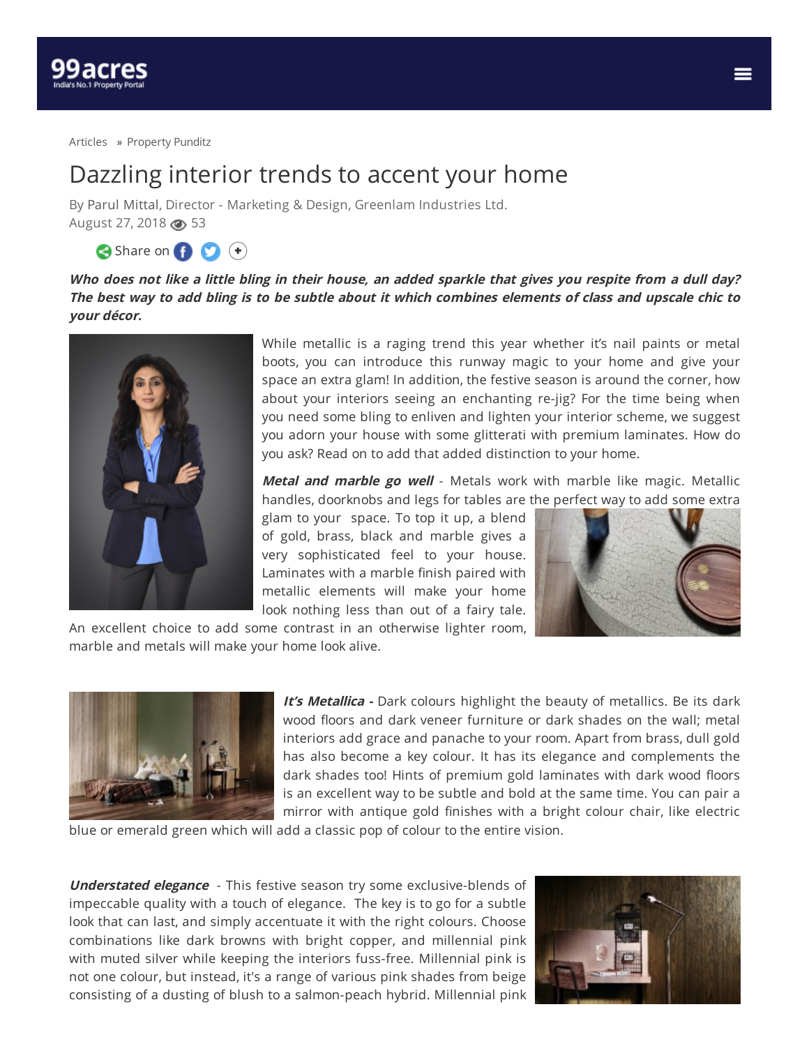Articles » Property Punditz

# Dazzling interior trends to accent your home

By Parul Mittal, Director - Marketing & Design, Greenlam Industries Ltd.
August 27, 2018 53

Share on

***Who does not like a little bling in their house, an added sparkle that gives you respite from a dull day? The best way to add bling is to be subtle about it which combines elements of class and upscale chic to your décor.***

While metallic is a raging trend this year whether it's nail paints or metal boots, you can introduce this runway magic to your home and give your space an extra glam! In addition, the festive season is around the corner, how about your interiors seeing an enchanting re-jig? For the time being when you need some bling to enliven and lighten your interior scheme, we suggest you adorn your house with some glitterati with premium laminates. How do you ask? Read on to add that added distinction to your home.

***Metal and marble go well*** - Metals work with marble like magic. Metallic handles, doorknobs and legs for tables are the perfect way to add some extra glam to your space. To top it up, a blend of gold, brass, black and marble gives a very sophisticated feel to your house. Laminates with a marble finish paired with metallic elements will make your home look nothing less than out of a fairy tale. An excellent choice to add some contrast in an otherwise lighter room, marble and metals will make your home look alive.

***It's Metallica -*** Dark colours highlight the beauty of metallics. Be its dark wood floors and dark veneer furniture or dark shades on the wall; metal interiors add grace and panache to your room. Apart from brass, dull gold has also become a key colour. It has its elegance and complements the dark shades too! Hints of premium gold laminates with dark wood floors is an excellent way to be subtle and bold at the same time. You can pair a mirror with antique gold finishes with a bright colour chair, like electric blue or emerald green which will add a classic pop of colour to the entire vision.

***Understated elegance*** - This festive season try some exclusive-blends of impeccable quality with a touch of elegance. The key is to go for a subtle look that can last, and simply accentuate it with the right colours. Choose combinations like dark browns with bright copper, and millennial pink with muted silver while keeping the interiors fuss-free. Millennial pink is not one colour, but instead, it's a range of various pink shades from beige consisting of a dusting of blush to a salmon-peach hybrid. Millennial pink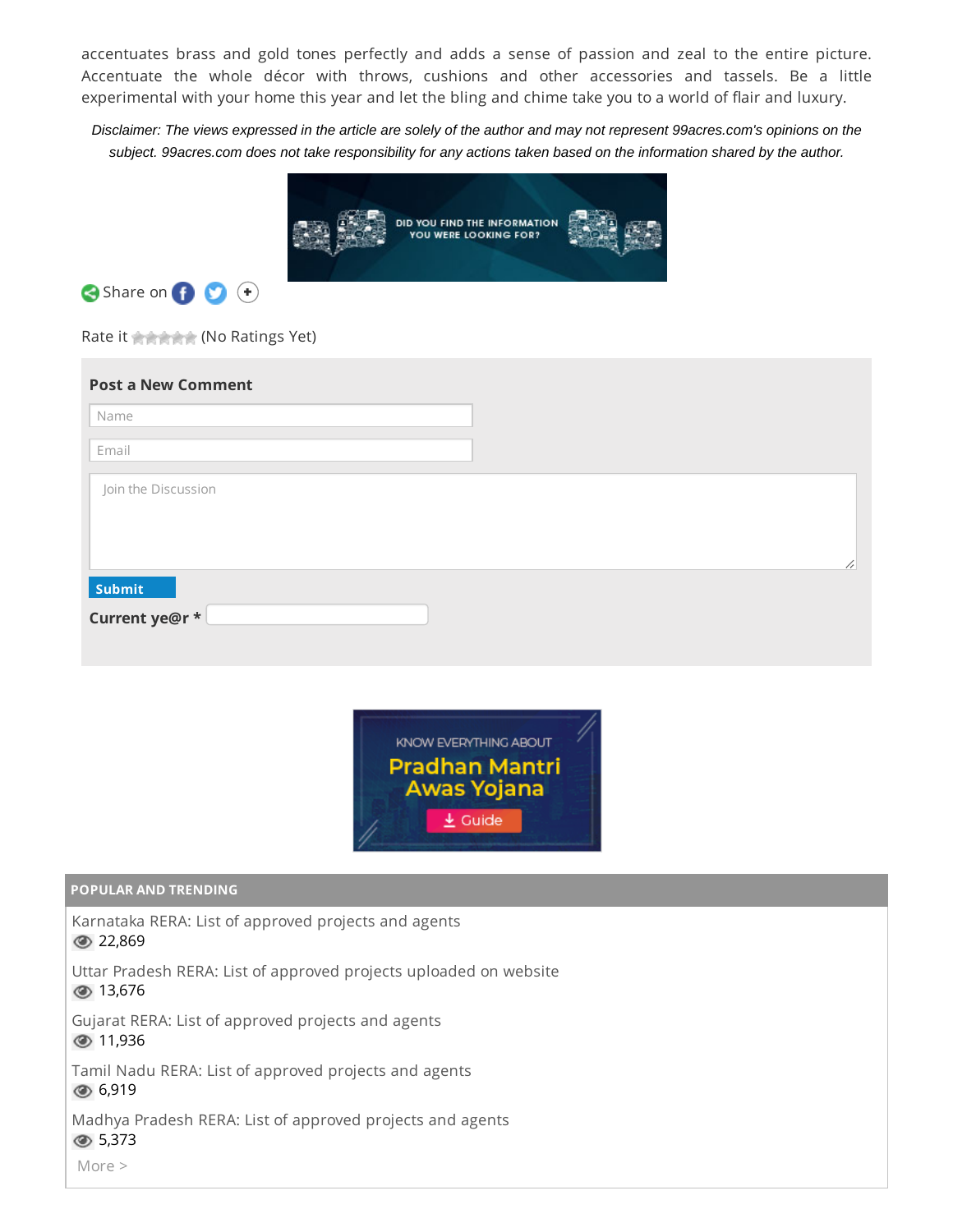accentuates brass and gold tones perfectly and adds a sense of passion and zeal to the entire picture. Accentuate the whole décor with throws, cushions and other accessories and tassels. Be a little experimental with your home this year and let the bling and chime take you to a world of flair and luxury.

*Disclaimer: The views expressed in the article are solely of the author and may not represent 99acres.com's opinions on the subject. 99acres.com does not take responsibility for any actions taken based on the information shared by the author.*

DID YOU FIND THE INFORMATION YOU WERE LOOKING FOR?

Share on

Rate it (No Ratings Yet)

**Post a New Comment**

Name

Email

Join the Discussion

**Submit**

**Current ye@r** *

KNOW EVERYTHING ABOUT
Pradhan Mantri Awas Yojana
Guide

**POPULAR AND TRENDING**

Karnataka RERA: List of approved projects and agents
22,869

Uttar Pradesh RERA: List of approved projects uploaded on website
13,676

Gujarat RERA: List of approved projects and agents
11,936

Tamil Nadu RERA: List of approved projects and agents
6,919

Madhya Pradesh RERA: List of approved projects and agents
5,373

More >